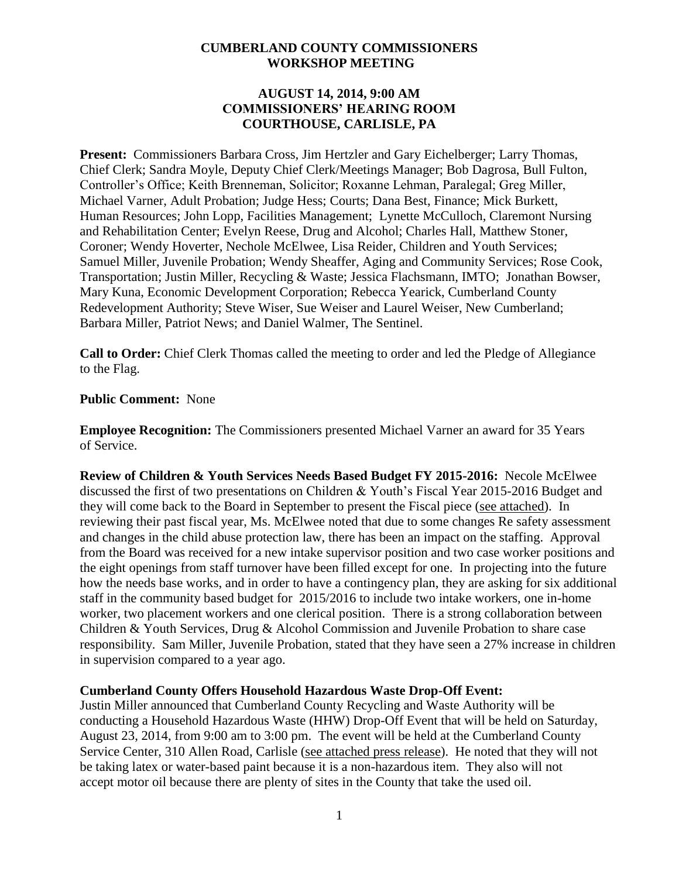# CUMBERLAND COUNTY COMMISSIONERS WORKSHOP MEETING

## AUGUST 14, 2014, 9:00 AM COMMISSIONERS' HEARING ROOM COURTHOUSE, CARLISLE, PA

**Present:** Commissioners Barbara Cross, Jim Hertzler and Gary Eichelberger; Larry Thomas, Chief Clerk; Sandra Moyle, Deputy Chief Clerk/Meetings Manager; Bob Dagrosa, Bull Fulton, Controller's Office; Keith Brenneman, Solicitor; Roxanne Lehman, Paralegal; Greg Miller, Michael Varner, Adult Probation; Judge Hess; Courts; Dana Best, Finance; Mick Burkett, Human Resources; John Lopp, Facilities Management; Lynette McCulloch, Claremont Nursing and Rehabilitation Center; Evelyn Reese, Drug and Alcohol; Charles Hall, Matthew Stoner, Coroner; Wendy Hoverter, Nechole McElwee, Lisa Reider, Children and Youth Services; Samuel Miller, Juvenile Probation; Wendy Sheaffer, Aging and Community Services; Rose Cook, Transportation; Justin Miller, Recycling & Waste; Jessica Flachsmann, IMTO; Jonathan Bowser, Mary Kuna, Economic Development Corporation; Rebecca Yearick, Cumberland County Redevelopment Authority; Steve Wiser, Sue Weiser and Laurel Weiser, New Cumberland; Barbara Miller, Patriot News; and Daniel Walmer, The Sentinel.

**Call to Order:** Chief Clerk Thomas called the meeting to order and led the Pledge of Allegiance to the Flag.

**Public Comment:** None

**Employee Recognition:** The Commissioners presented Michael Varner an award for 35 Years of Service.

**Review of Children & Youth Services Needs Based Budget FY 2015-2016:** Necole McElwee discussed the first of two presentations on Children & Youth's Fiscal Year 2015-2016 Budget and they will come back to the Board in September to present the Fiscal piece (see attached). In reviewing their past fiscal year, Ms. McElwee noted that due to some changes Re safety assessment and changes in the child abuse protection law, there has been an impact on the staffing. Approval from the Board was received for a new intake supervisor position and two case worker positions and the eight openings from staff turnover have been filled except for one. In projecting into the future how the needs base works, and in order to have a contingency plan, they are asking for six additional staff in the community based budget for 2015/2016 to include two intake workers, one in-home worker, two placement workers and one clerical position. There is a strong collaboration between Children & Youth Services, Drug & Alcohol Commission and Juvenile Probation to share case responsibility. Sam Miller, Juvenile Probation, stated that they have seen a 27% increase in children in supervision compared to a year ago.

**Cumberland County Offers Household Hazardous Waste Drop-Off Event:**
Justin Miller announced that Cumberland County Recycling and Waste Authority will be conducting a Household Hazardous Waste (HHW) Drop-Off Event that will be held on Saturday, August 23, 2014, from 9:00 am to 3:00 pm. The event will be held at the Cumberland County Service Center, 310 Allen Road, Carlisle (see attached press release). He noted that they will not be taking latex or water-based paint because it is a non-hazardous item. They also will not accept motor oil because there are plenty of sites in the County that take the used oil.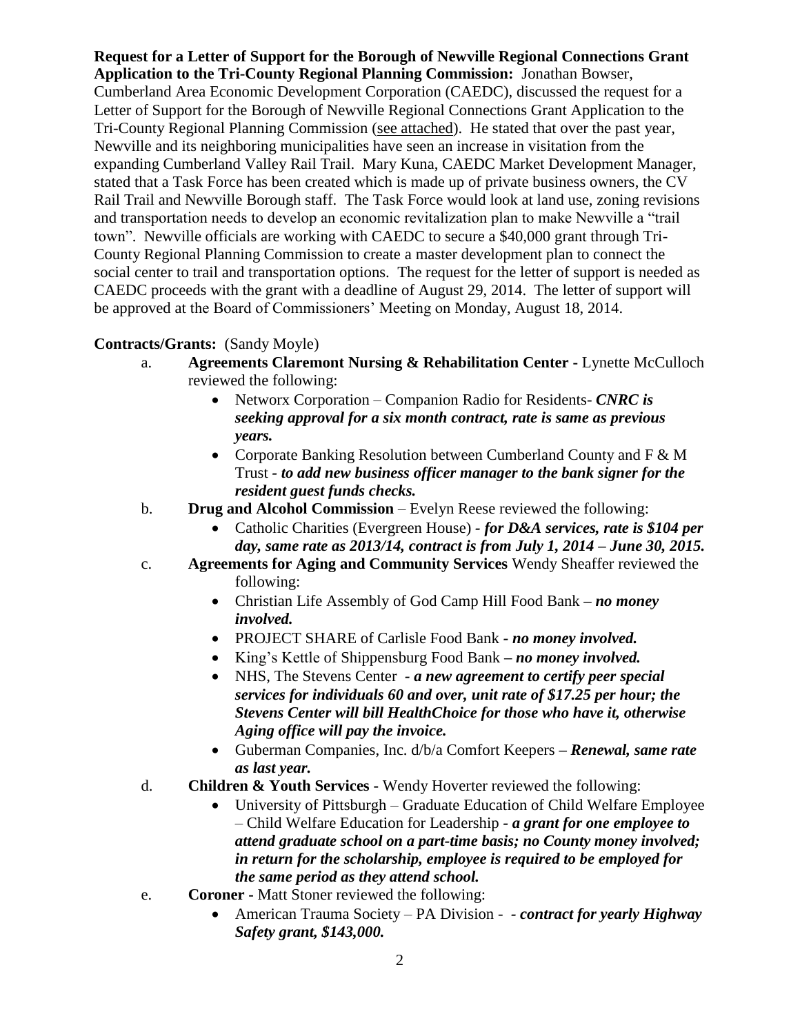**Request for a Letter of Support for the Borough of Newville Regional Connections Grant Application to the Tri-County Regional Planning Commission:** Jonathan Bowser, Cumberland Area Economic Development Corporation (CAEDC), discussed the request for a Letter of Support for the Borough of Newville Regional Connections Grant Application to the Tri-County Regional Planning Commission (see attached). He stated that over the past year, Newville and its neighboring municipalities have seen an increase in visitation from the expanding Cumberland Valley Rail Trail. Mary Kuna, CAEDC Market Development Manager, stated that a Task Force has been created which is made up of private business owners, the CV Rail Trail and Newville Borough staff. The Task Force would look at land use, zoning revisions and transportation needs to develop an economic revitalization plan to make Newville a "trail town". Newville officials are working with CAEDC to secure a $40,000 grant through Tri-County Regional Planning Commission to create a master development plan to connect the social center to trail and transportation options. The request for the letter of support is needed as CAEDC proceeds with the grant with a deadline of August 29, 2014. The letter of support will be approved at the Board of Commissioners' Meeting on Monday, August 18, 2014.

**Contracts/Grants:** (Sandy Moyle)

a. **Agreements Claremont Nursing & Rehabilitation Center -** Lynette McCulloch reviewed the following:
   - Networx Corporation – Companion Radio for Residents- ***CNRC is seeking approval for a six month contract, rate is same as previous years.***
   - Corporate Banking Resolution between Cumberland County and F & M Trust - ***to add new business officer manager to the bank signer for the resident guest funds checks.***

b. **Drug and Alcohol Commission** – Evelyn Reese reviewed the following:
   - Catholic Charities (Evergreen House) - ***for D&A services, rate is $104 per day, same rate as 2013/14, contract is from July 1, 2014 – June 30, 2015.***

c. **Agreements for Aging and Community Services** Wendy Sheaffer reviewed the following:
   - Christian Life Assembly of God Camp Hill Food Bank – ***no money involved.***
   - PROJECT SHARE of Carlisle Food Bank - ***no money involved.***
   - King's Kettle of Shippensburg Food Bank – ***no money involved.***
   - NHS, The Stevens Center - ***a new agreement to certify peer special services for individuals 60 and over, unit rate of $17.25 per hour; the Stevens Center will bill HealthChoice for those who have it, otherwise Aging office will pay the invoice.***
   - Guberman Companies, Inc. d/b/a Comfort Keepers – ***Renewal, same rate as last year.***

d. **Children & Youth Services -** Wendy Hoverter reviewed the following:
   - University of Pittsburgh – Graduate Education of Child Welfare Employee – Child Welfare Education for Leadership - ***a grant for one employee to attend graduate school on a part-time basis; no County money involved; in return for the scholarship, employee is required to be employed for the same period as they attend school.***

e. **Coroner -** Matt Stoner reviewed the following:
   - American Trauma Society – PA Division - ***- contract for yearly Highway Safety grant, $143,000.***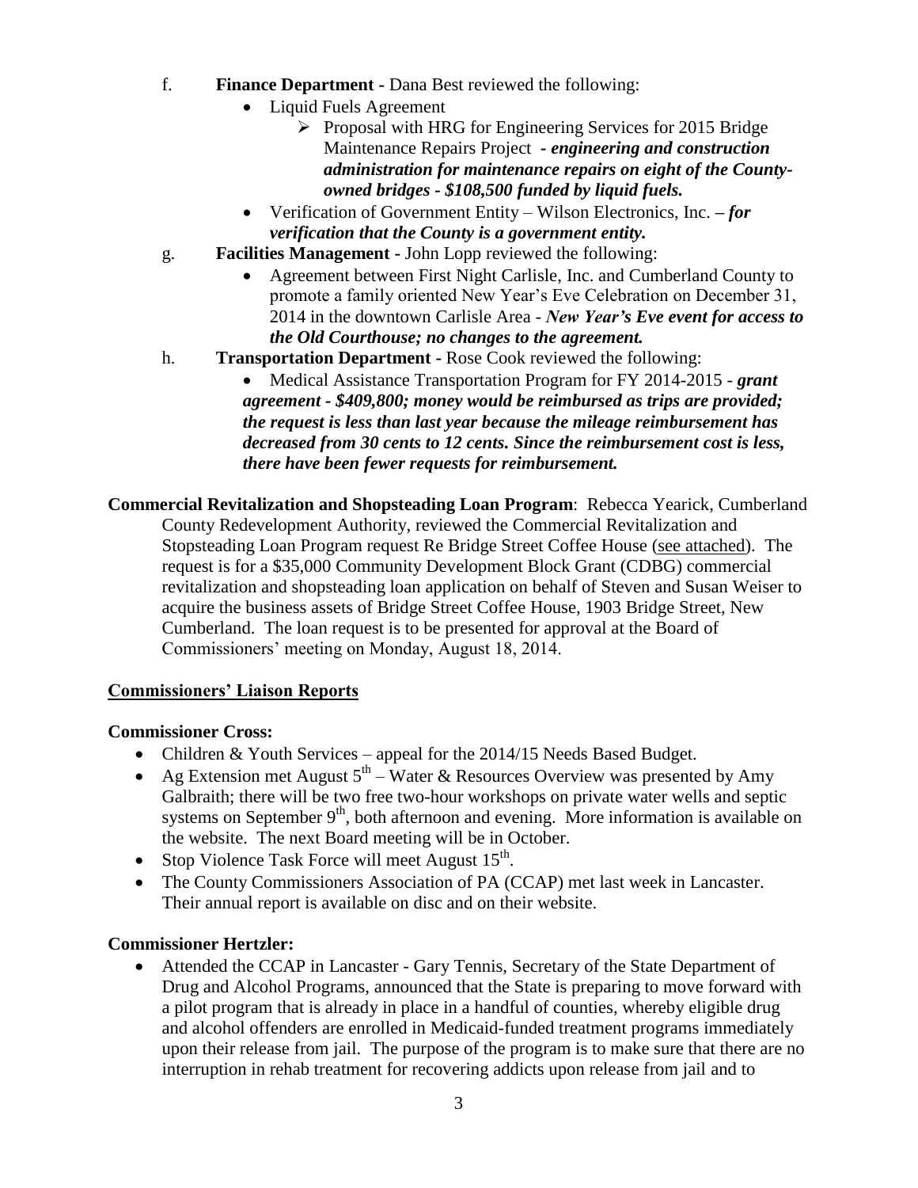f. **Finance Department -** Dana Best reviewed the following:

- Liquid Fuels Agreement
  - Proposal with HRG for Engineering Services for 2015 Bridge Maintenance Repairs Project *- **engineering and construction administration for maintenance repairs on eight of the County-owned bridges - $108,500 funded by liquid fuels.***
- Verification of Government Entity – Wilson Electronics, Inc. ***– for verification that the County is a government entity.***

g. **Facilities Management -** John Lopp reviewed the following:

- Agreement between First Night Carlisle, Inc. and Cumberland County to promote a family oriented New Year's Eve Celebration on December 31, 2014 in the downtown Carlisle Area - ***New Year's Eve event for access to the Old Courthouse; no changes to the agreement.***

h. **Transportation Department -** Rose Cook reviewed the following:

- Medical Assistance Transportation Program for FY 2014-2015 - ***grant agreement - $409,800; money would be reimbursed as trips are provided; the request is less than last year because the mileage reimbursement has decreased from 30 cents to 12 cents. Since the reimbursement cost is less, there have been fewer requests for reimbursement.***

**Commercial Revitalization and Shopsteading Loan Program**: Rebecca Yearick, Cumberland County Redevelopment Authority, reviewed the Commercial Revitalization and Stopsteading Loan Program request Re Bridge Street Coffee House (see attached). The request is for a $35,000 Community Development Block Grant (CDBG) commercial revitalization and shopsteading loan application on behalf of Steven and Susan Weiser to acquire the business assets of Bridge Street Coffee House, 1903 Bridge Street, New Cumberland. The loan request is to be presented for approval at the Board of Commissioners' meeting on Monday, August 18, 2014.

**Commissioners' Liaison Reports**

**Commissioner Cross:**

- Children & Youth Services – appeal for the 2014/15 Needs Based Budget.
- Ag Extension met August 5th – Water & Resources Overview was presented by Amy Galbraith; there will be two free two-hour workshops on private water wells and septic systems on September 9th, both afternoon and evening. More information is available on the website. The next Board meeting will be in October.
- Stop Violence Task Force will meet August 15th.
- The County Commissioners Association of PA (CCAP) met last week in Lancaster. Their annual report is available on disc and on their website.

**Commissioner Hertzler:**

- Attended the CCAP in Lancaster - Gary Tennis, Secretary of the State Department of Drug and Alcohol Programs, announced that the State is preparing to move forward with a pilot program that is already in place in a handful of counties, whereby eligible drug and alcohol offenders are enrolled in Medicaid-funded treatment programs immediately upon their release from jail. The purpose of the program is to make sure that there are no interruption in rehab treatment for recovering addicts upon release from jail and to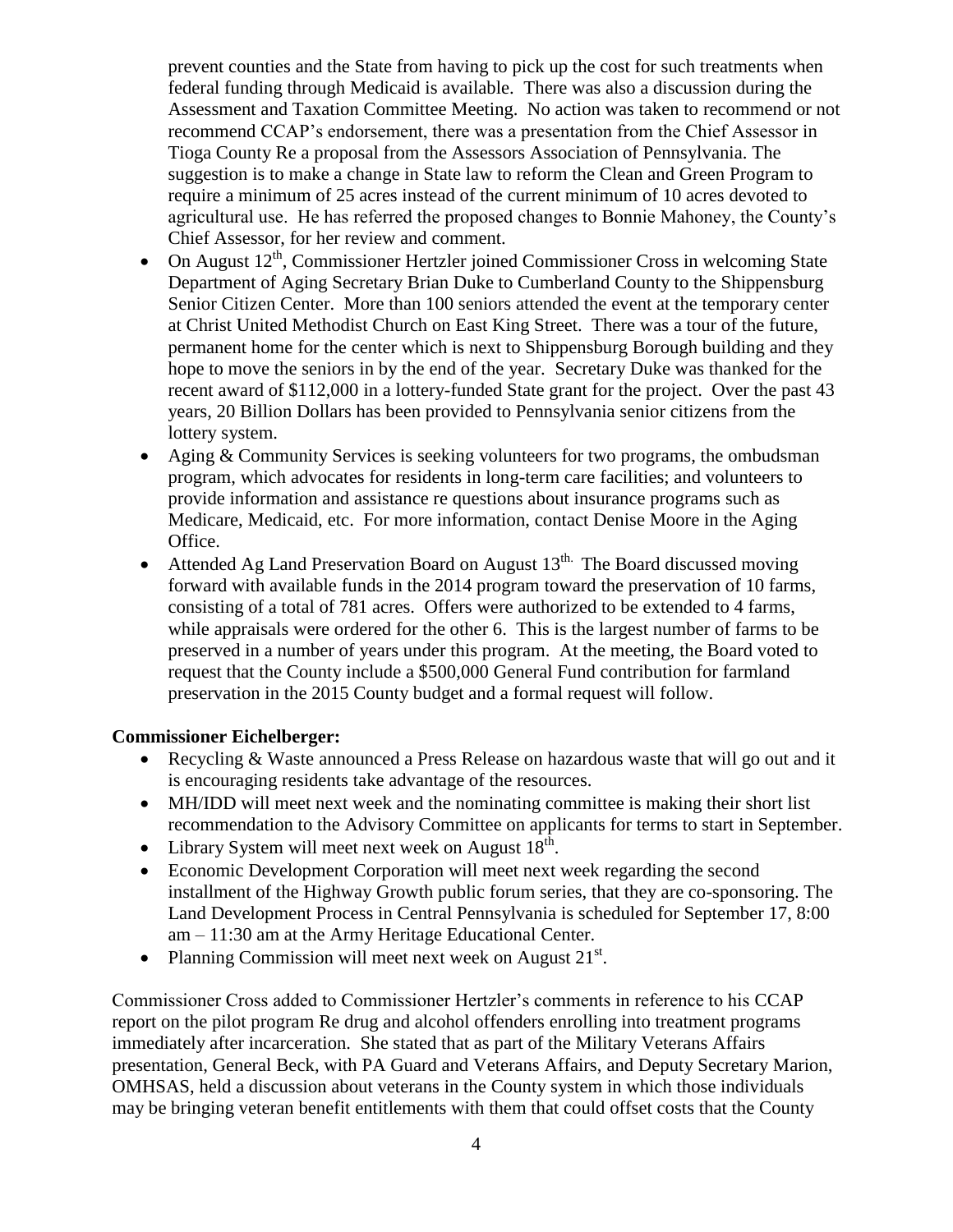prevent counties and the State from having to pick up the cost for such treatments when federal funding through Medicaid is available. There was also a discussion during the Assessment and Taxation Committee Meeting. No action was taken to recommend or not recommend CCAP's endorsement, there was a presentation from the Chief Assessor in Tioga County Re a proposal from the Assessors Association of Pennsylvania. The suggestion is to make a change in State law to reform the Clean and Green Program to require a minimum of 25 acres instead of the current minimum of 10 acres devoted to agricultural use. He has referred the proposed changes to Bonnie Mahoney, the County's Chief Assessor, for her review and comment.

- On August 12th, Commissioner Hertzler joined Commissioner Cross in welcoming State Department of Aging Secretary Brian Duke to Cumberland County to the Shippensburg Senior Citizen Center. More than 100 seniors attended the event at the temporary center at Christ United Methodist Church on East King Street. There was a tour of the future, permanent home for the center which is next to Shippensburg Borough building and they hope to move the seniors in by the end of the year. Secretary Duke was thanked for the recent award of $112,000 in a lottery-funded State grant for the project. Over the past 43 years, 20 Billion Dollars has been provided to Pennsylvania senior citizens from the lottery system.
- Aging & Community Services is seeking volunteers for two programs, the ombudsman program, which advocates for residents in long-term care facilities; and volunteers to provide information and assistance re questions about insurance programs such as Medicare, Medicaid, etc. For more information, contact Denise Moore in the Aging Office.
- Attended Ag Land Preservation Board on August 13th. The Board discussed moving forward with available funds in the 2014 program toward the preservation of 10 farms, consisting of a total of 781 acres. Offers were authorized to be extended to 4 farms, while appraisals were ordered for the other 6. This is the largest number of farms to be preserved in a number of years under this program. At the meeting, the Board voted to request that the County include a $500,000 General Fund contribution for farmland preservation in the 2015 County budget and a formal request will follow.

**Commissioner Eichelberger:**

- Recycling & Waste announced a Press Release on hazardous waste that will go out and it is encouraging residents take advantage of the resources.
- MH/IDD will meet next week and the nominating committee is making their short list recommendation to the Advisory Committee on applicants for terms to start in September.
- Library System will meet next week on August 18th.
- Economic Development Corporation will meet next week regarding the second installment of the Highway Growth public forum series, that they are co-sponsoring. The Land Development Process in Central Pennsylvania is scheduled for September 17, 8:00 am – 11:30 am at the Army Heritage Educational Center.
- Planning Commission will meet next week on August 21st.

Commissioner Cross added to Commissioner Hertzler's comments in reference to his CCAP report on the pilot program Re drug and alcohol offenders enrolling into treatment programs immediately after incarceration. She stated that as part of the Military Veterans Affairs presentation, General Beck, with PA Guard and Veterans Affairs, and Deputy Secretary Marion, OMHSAS, held a discussion about veterans in the County system in which those individuals may be bringing veteran benefit entitlements with them that could offset costs that the County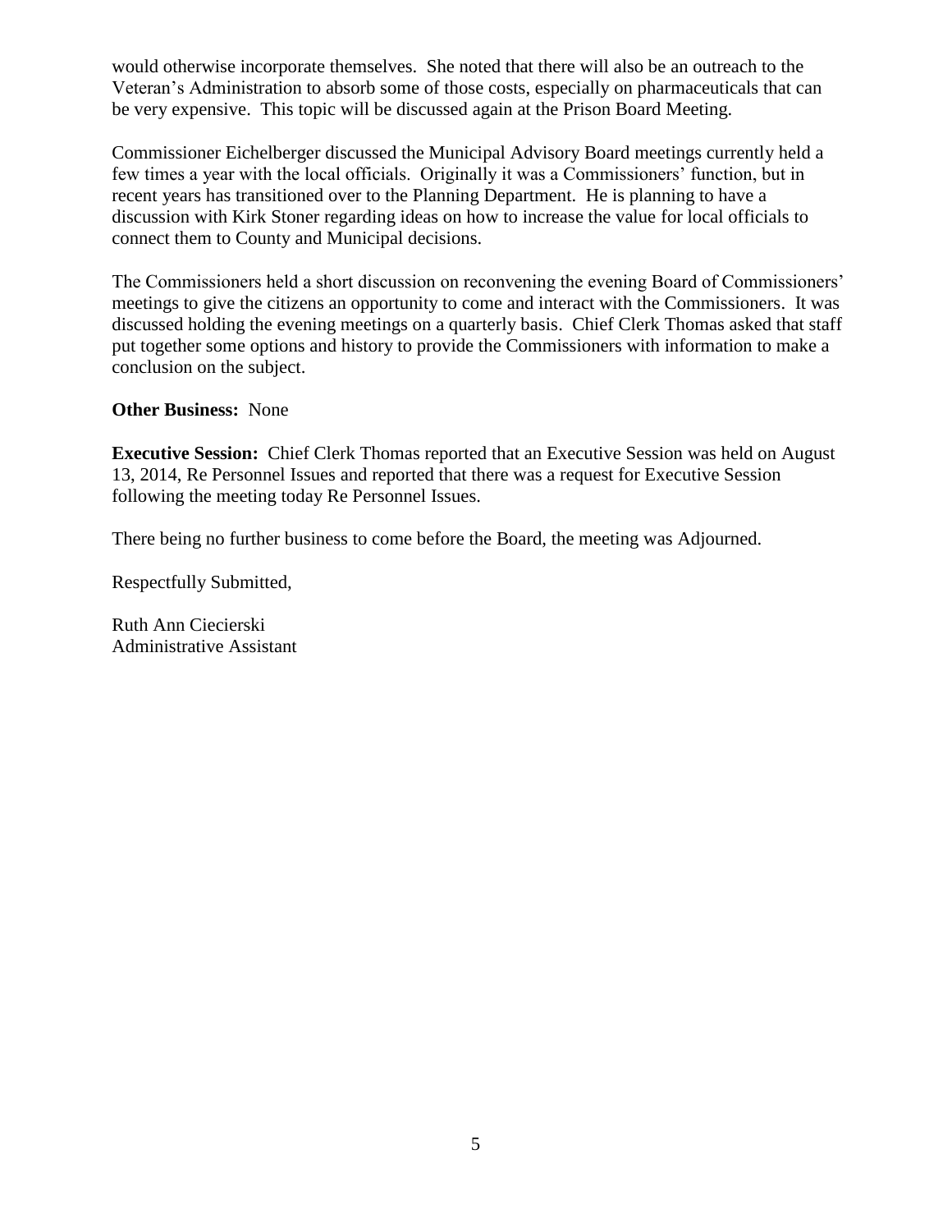would otherwise incorporate themselves. She noted that there will also be an outreach to the Veteran's Administration to absorb some of those costs, especially on pharmaceuticals that can be very expensive. This topic will be discussed again at the Prison Board Meeting.

Commissioner Eichelberger discussed the Municipal Advisory Board meetings currently held a few times a year with the local officials. Originally it was a Commissioners' function, but in recent years has transitioned over to the Planning Department. He is planning to have a discussion with Kirk Stoner regarding ideas on how to increase the value for local officials to connect them to County and Municipal decisions.

The Commissioners held a short discussion on reconvening the evening Board of Commissioners' meetings to give the citizens an opportunity to come and interact with the Commissioners. It was discussed holding the evening meetings on a quarterly basis. Chief Clerk Thomas asked that staff put together some options and history to provide the Commissioners with information to make a conclusion on the subject.

**Other Business:** None

**Executive Session:** Chief Clerk Thomas reported that an Executive Session was held on August 13, 2014, Re Personnel Issues and reported that there was a request for Executive Session following the meeting today Re Personnel Issues.

There being no further business to come before the Board, the meeting was Adjourned.

Respectfully Submitted,

Ruth Ann Ciecierski
Administrative Assistant